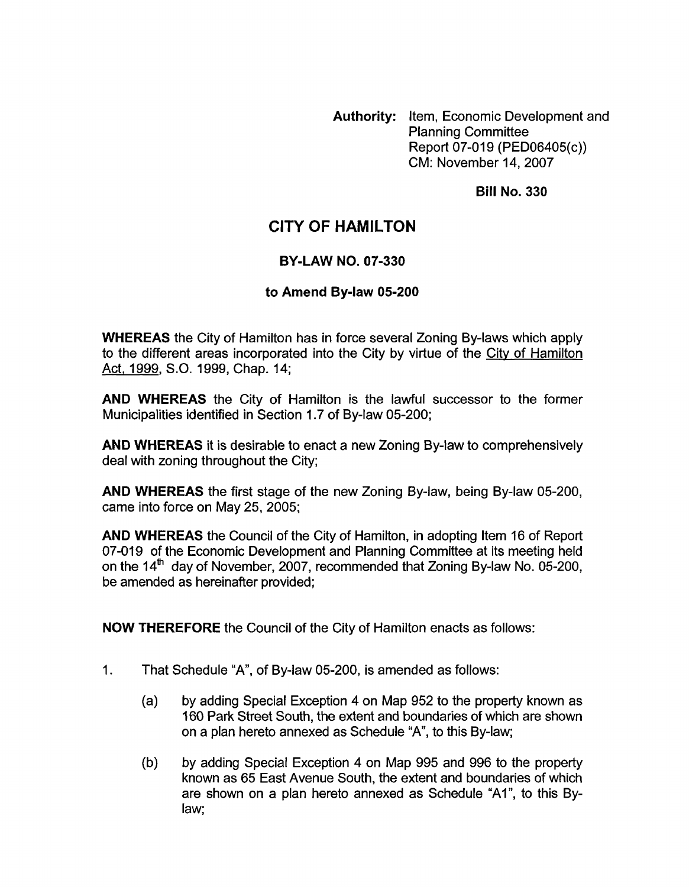**Authority:** Item, Economic Development and Planning Committee
Report 07-019 (PED06405(c))
CM: November 14, 2007

**Bill No. 330**

# CITY OF HAMILTON

## BY-LAW NO. 07-330

### to Amend By-law 05-200

**WHEREAS** the City of Hamilton has in force several Zoning By-laws which apply to the different areas incorporated into the City by virtue of the City of Hamilton Act, 1999, S.O. 1999, Chap. 14;

**AND WHEREAS** the City of Hamilton is the lawful successor to the former Municipalities identified in Section 1.7 of By-law 05-200;

**AND WHEREAS** it is desirable to enact a new Zoning By-law to comprehensively deal with zoning throughout the City;

**AND WHEREAS** the first stage of the new Zoning By-law, being By-law 05-200, came into force on May 25, 2005;

**AND WHEREAS** the Council of the City of Hamilton, in adopting Item 16 of Report 07-019 of the Economic Development and Planning Committee at its meeting held on the 14th day of November, 2007, recommended that Zoning By-law No. 05-200, be amended as hereinafter provided;

**NOW THEREFORE** the Council of the City of Hamilton enacts as follows:

1. That Schedule "A", of By-law 05-200, is amended as follows:

   (a) by adding Special Exception 4 on Map 952 to the property known as 160 Park Street South, the extent and boundaries of which are shown on a plan hereto annexed as Schedule "A", to this By-law;

   (b) by adding Special Exception 4 on Map 995 and 996 to the property known as 65 East Avenue South, the extent and boundaries of which are shown on a plan hereto annexed as Schedule "A1", to this By-law;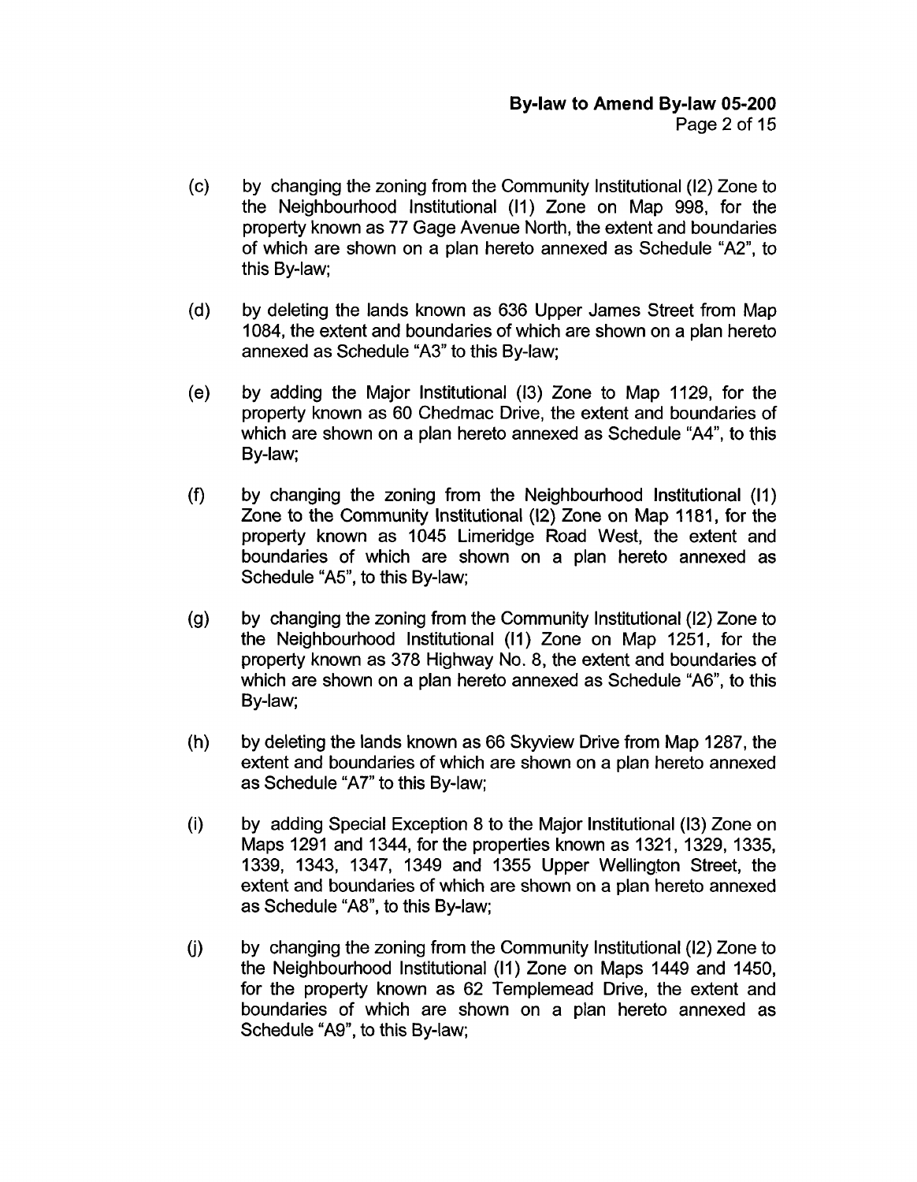(c) by changing the zoning from the Community Institutional (I2) Zone to the Neighbourhood Institutional (I1) Zone on Map 998, for the property known as 77 Gage Avenue North, the extent and boundaries of which are shown on a plan hereto annexed as Schedule "A2", to this By-law;

(d) by deleting the lands known as 636 Upper James Street from Map 1084, the extent and boundaries of which are shown on a plan hereto annexed as Schedule "A3" to this By-law;

(e) by adding the Major Institutional (I3) Zone to Map 1129, for the property known as 60 Chedmac Drive, the extent and boundaries of which are shown on a plan hereto annexed as Schedule "A4", to this By-law;

(f) by changing the zoning from the Neighbourhood Institutional (I1) Zone to the Community Institutional (I2) Zone on Map 1181, for the property known as 1045 Limeridge Road West, the extent and boundaries of which are shown on a plan hereto annexed as Schedule "A5", to this By-law;

(g) by changing the zoning from the Community Institutional (I2) Zone to the Neighbourhood Institutional (I1) Zone on Map 1251, for the property known as 378 Highway No. 8, the extent and boundaries of which are shown on a plan hereto annexed as Schedule "A6", to this By-law;

(h) by deleting the lands known as 66 Skyview Drive from Map 1287, the extent and boundaries of which are shown on a plan hereto annexed as Schedule "A7" to this By-law;

(i) by adding Special Exception 8 to the Major Institutional (I3) Zone on Maps 1291 and 1344, for the properties known as 1321, 1329, 1335, 1339, 1343, 1347, 1349 and 1355 Upper Wellington Street, the extent and boundaries of which are shown on a plan hereto annexed as Schedule "A8", to this By-law;

(j) by changing the zoning from the Community Institutional (I2) Zone to the Neighbourhood Institutional (I1) Zone on Maps 1449 and 1450, for the property known as 62 Templemead Drive, the extent and boundaries of which are shown on a plan hereto annexed as Schedule "A9", to this By-law;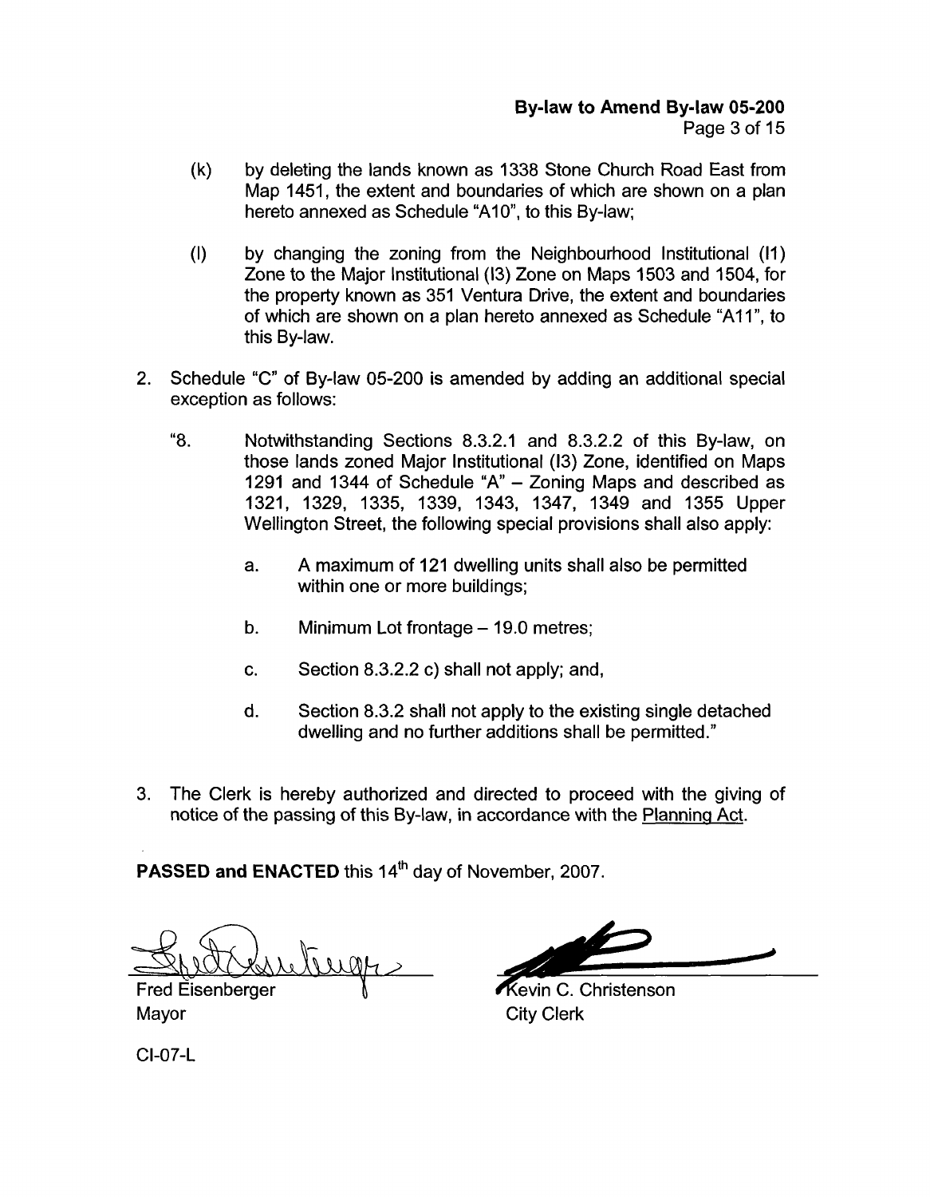(k) by deleting the lands known as 1338 Stone Church Road East from Map 1451, the extent and boundaries of which are shown on a plan hereto annexed as Schedule "A10", to this By-law;

(l) by changing the zoning from the Neighbourhood Institutional (I1) Zone to the Major Institutional (I3) Zone on Maps 1503 and 1504, for the property known as 351 Ventura Drive, the extent and boundaries of which are shown on a plan hereto annexed as Schedule "A11", to this By-law.

2. Schedule "C" of By-law 05-200 is amended by adding an additional special exception as follows:

"8. Notwithstanding Sections 8.3.2.1 and 8.3.2.2 of this By-law, on those lands zoned Major Institutional (I3) Zone, identified on Maps 1291 and 1344 of Schedule "A" – Zoning Maps and described as 1321, 1329, 1335, 1339, 1343, 1347, 1349 and 1355 Upper Wellington Street, the following special provisions shall also apply:

a. A maximum of 121 dwelling units shall also be permitted within one or more buildings;

b. Minimum Lot frontage – 19.0 metres;

c. Section 8.3.2.2 c) shall not apply; and,

d. Section 8.3.2 shall not apply to the existing single detached dwelling and no further additions shall be permitted."

3. The Clerk is hereby authorized and directed to proceed with the giving of notice of the passing of this By-law, in accordance with the Planning Act.

**PASSED and ENACTED** this 14th day of November, 2007.

Fred Eisenberger
Mayor

Kevin C. Christenson
City Clerk

CI-07-L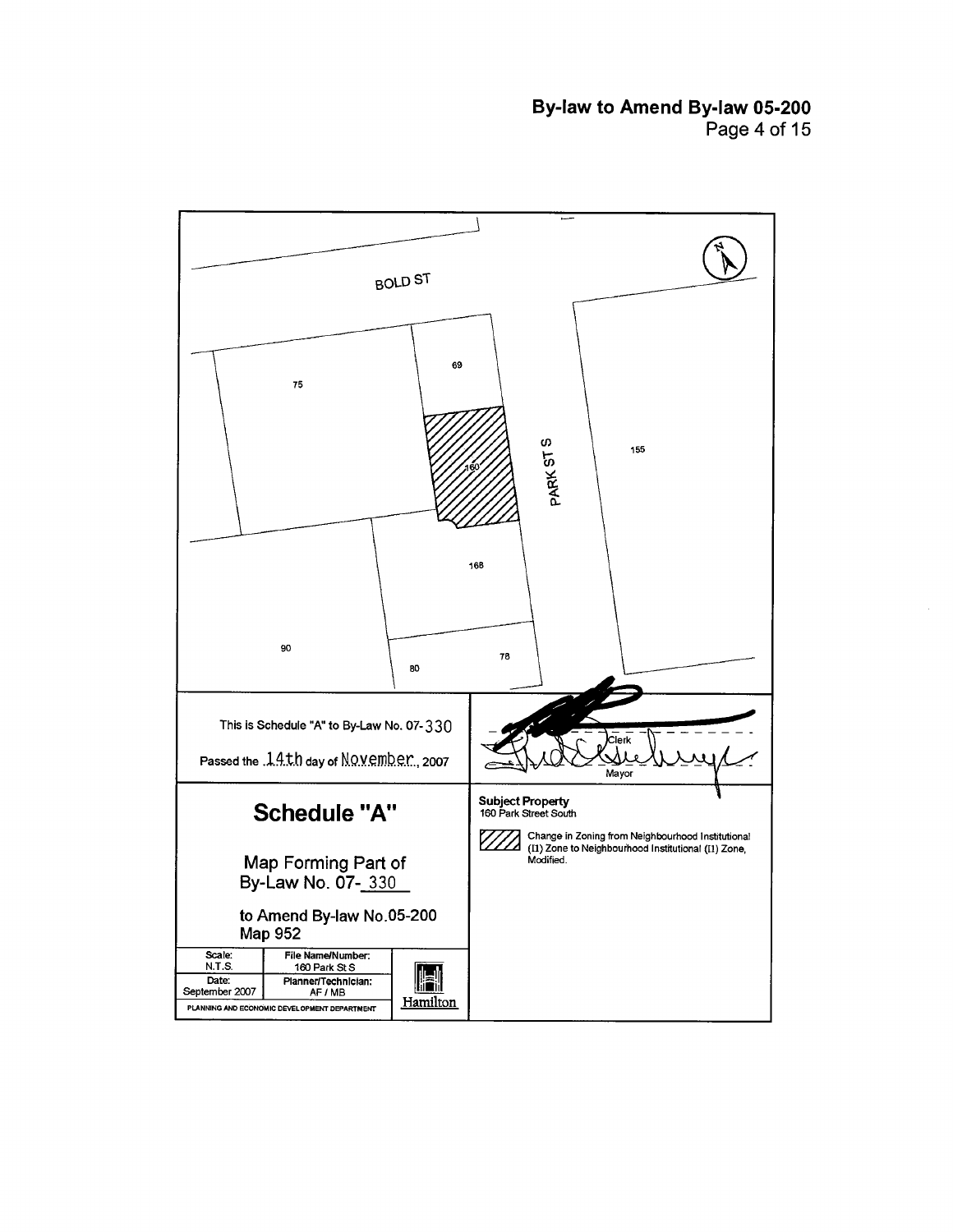BOLD ST

75

69

160

PARK ST S

155

168

90

80

78

This is Schedule "A" to By-Law No. 07-330

Passed the 14th day of November, 2007

Clerk

Mayor

# Schedule "A"

Map Forming Part of
By-Law No. 07-330

to Amend By-law No.05-200
Map 952

| Scale: N.T.S. | File Name/Number: 160 Park St S |
|---|---|
| Date: September 2007 | Planner/Technician: AF / MB |

PLANNING AND ECONOMIC DEVELOPMENT DEPARTMENT

Hamilton

**Subject Property**
160 Park Street South

Change in Zoning from Neighbourhood Institutional (I1) Zone to Neighbourhood Institutional (I1) Zone, Modified.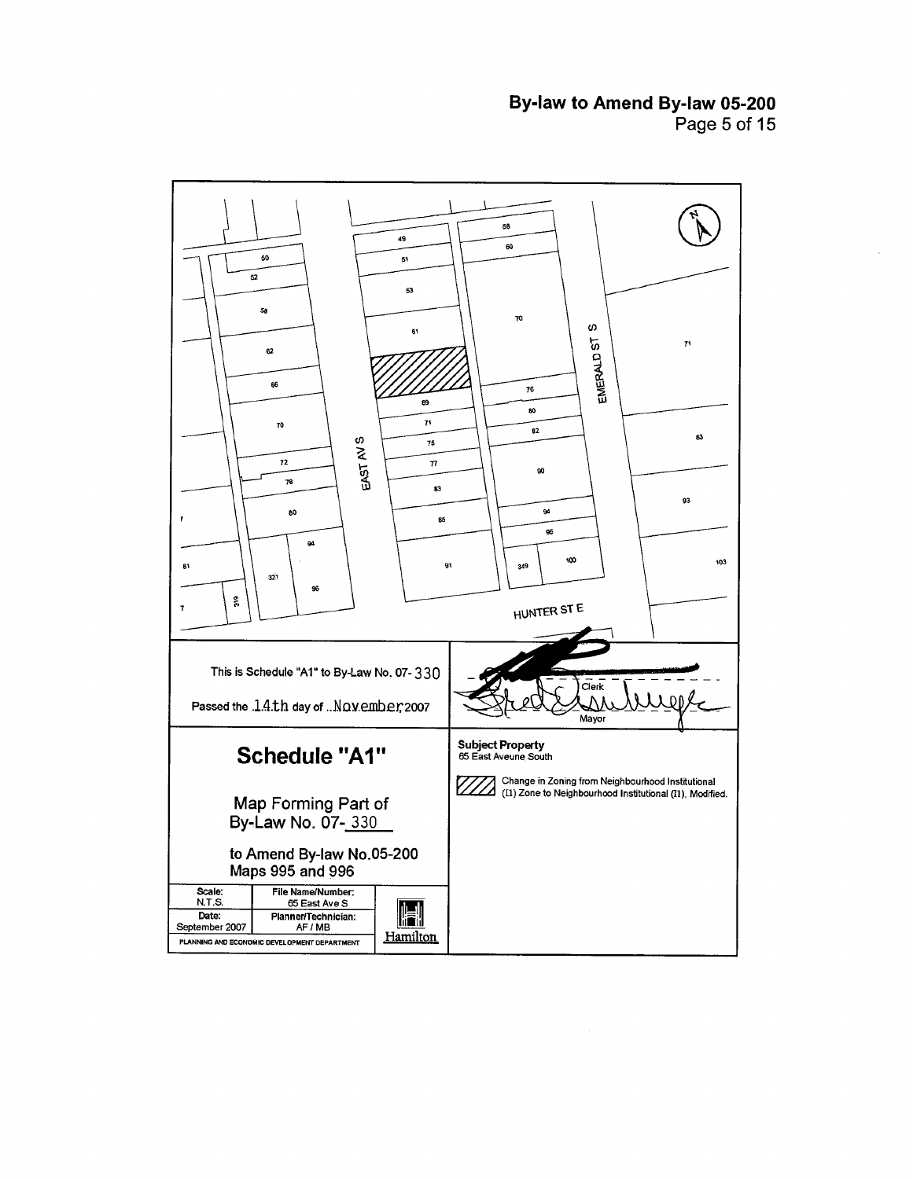This is Schedule "A1" to By-Law No. 07-330

Passed the 14th day of November 2007

Clerk

Mayor

## Schedule "A1"

Map Forming Part of
By-Law No. 07-330

to Amend By-law No.05-200
Maps 995 and 996

| Scale: N.T.S. | File Name/Number: 65 East Ave S |
| --- | --- |
| Date: September 2007 | Planner/Technician: AF / MB |

PLANNING AND ECONOMIC DEVELOPMENT DEPARTMENT

Hamilton

**Subject Property**
65 East Aveune South

Change in Zoning from Neighbourhood Institutional (I1) Zone to Neighbourhood Institutional (I1), Modified.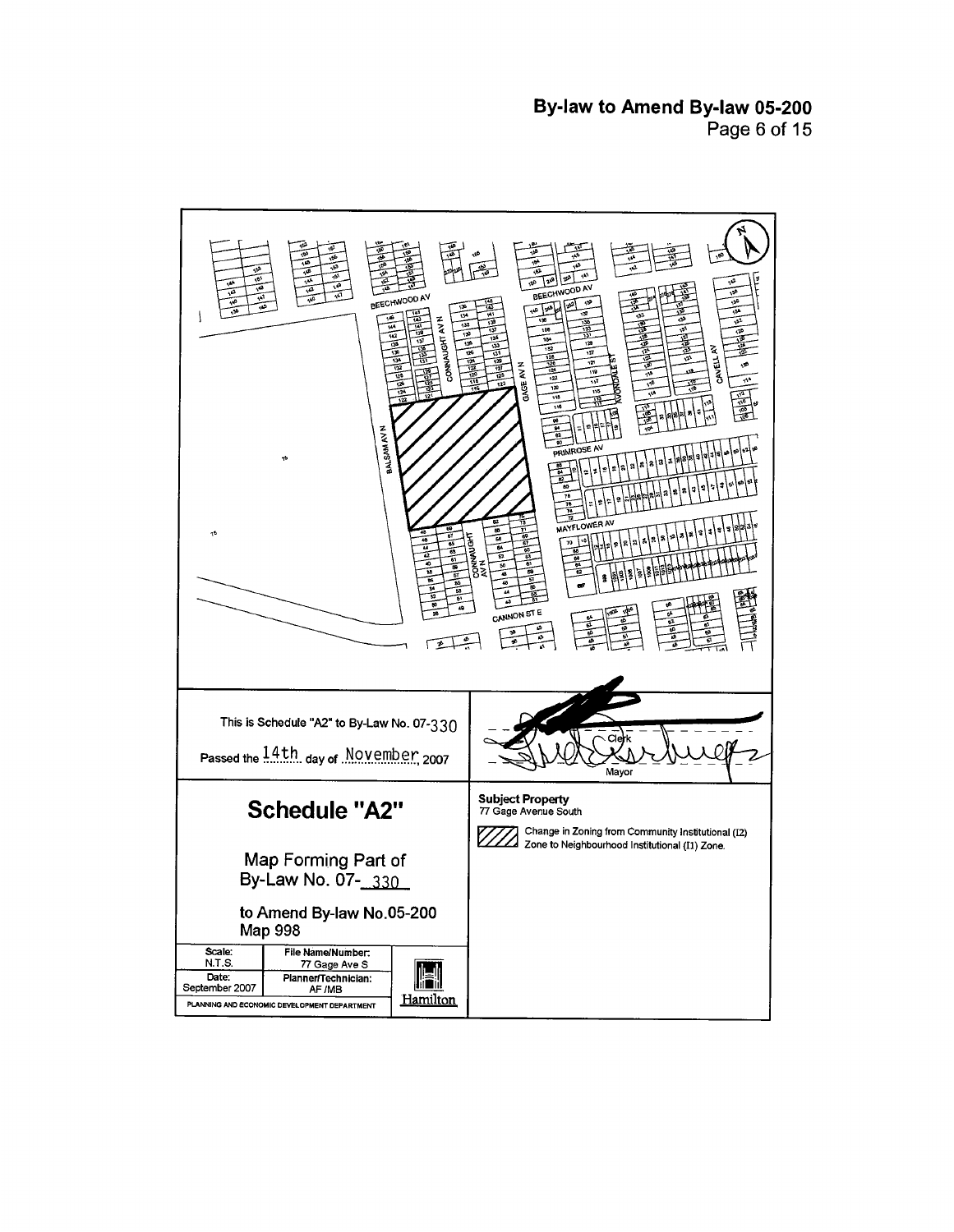This is Schedule "A2" to By-Law No. 07-330

Passed the 14th day of November, 2007

Clerk

Mayor

# Schedule "A2"

Map Forming Part of
By-Law No. 07-330

to Amend By-law No.05-200
Map 998

| Scale: N.T.S. | File Name/Number: 77 Gage Ave S |
|---|---|
| Date: September 2007 | Planner/Technician: AF /MB |

PLANNING AND ECONOMIC DEVELOPMENT DEPARTMENT

Hamilton

**Subject Property**
77 Gage Avenue South

Change in Zoning from Community Institutional (I2) Zone to Neighbourhood Institutional (I1) Zone.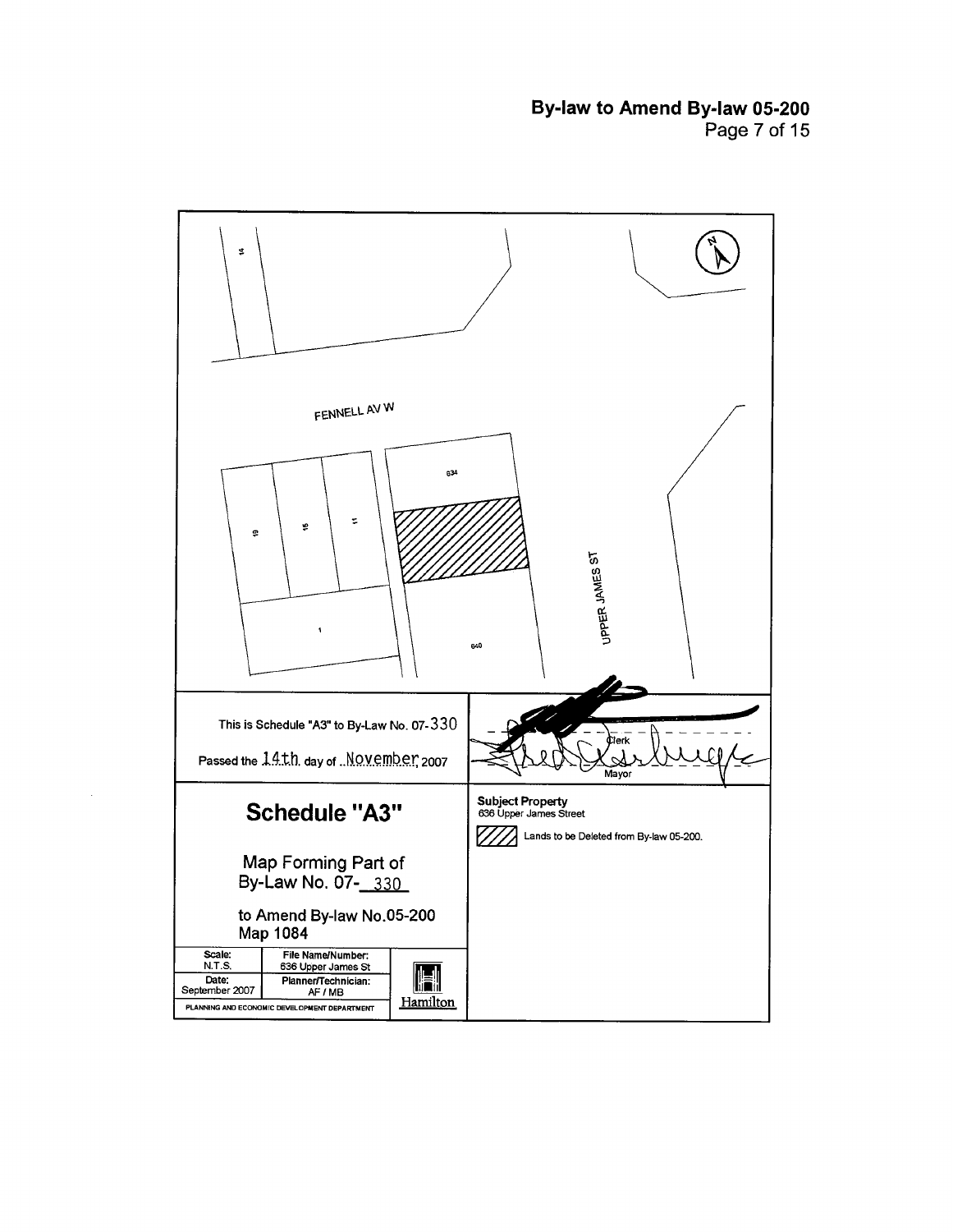FENNELL AV W

UPPER JAMES ST

14

634

19

15

11

1

640

This is Schedule "A3" to By-Law No. 07-330

Passed the 14th day of November 2007

Clerk

Mayor

## Schedule "A3"

Map Forming Part of
By-Law No. 07-330

to Amend By-law No.05-200
Map 1084

| Scale: N.T.S. | File Name/Number: 636 Upper James St |
| --- | --- |
| Date: September 2007 | Planner/Technician: AF / MB |

PLANNING AND ECONOMIC DEVELOPMENT DEPARTMENT

Hamilton

**Subject Property**
636 Upper James Street

Lands to be Deleted from By-law 05-200.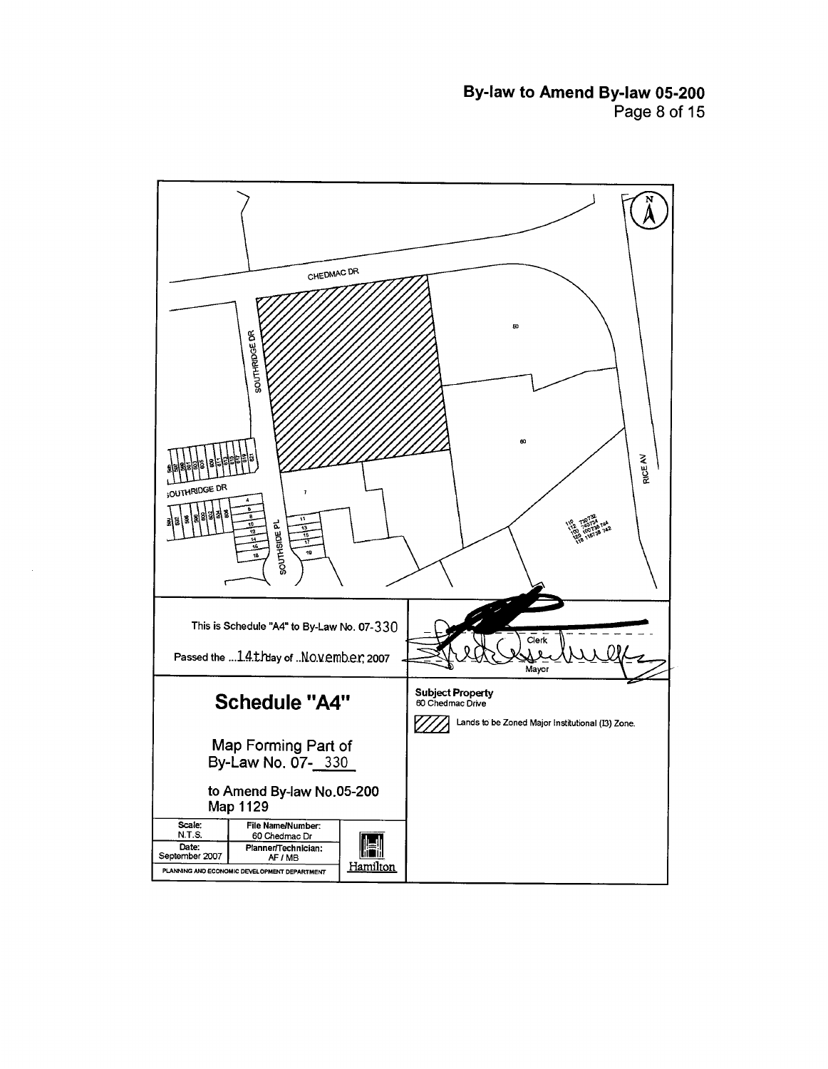CHEDMAC DR

SOUTHRIDGE DR

SOUTHSIDE PL

RICE AV

This is Schedule "A4" to By-Law No. 07-330

Passed the ...14th day of ..November 2007

Clerk

Mayor

## Schedule "A4"

Map Forming Part of
By-Law No. 07-330

to Amend By-law No.05-200
Map 1129

| Scale: N.T.S. | File Name/Number: 60 Chedmac Dr |
|---|---|
| Date: September 2007 | Planner/Technician: AF / MB |

PLANNING AND ECONOMIC DEVELOPMENT DEPARTMENT

Hamilton

**Subject Property**
60 Chedmac Drive

Lands to be Zoned Major Institutional (I3) Zone.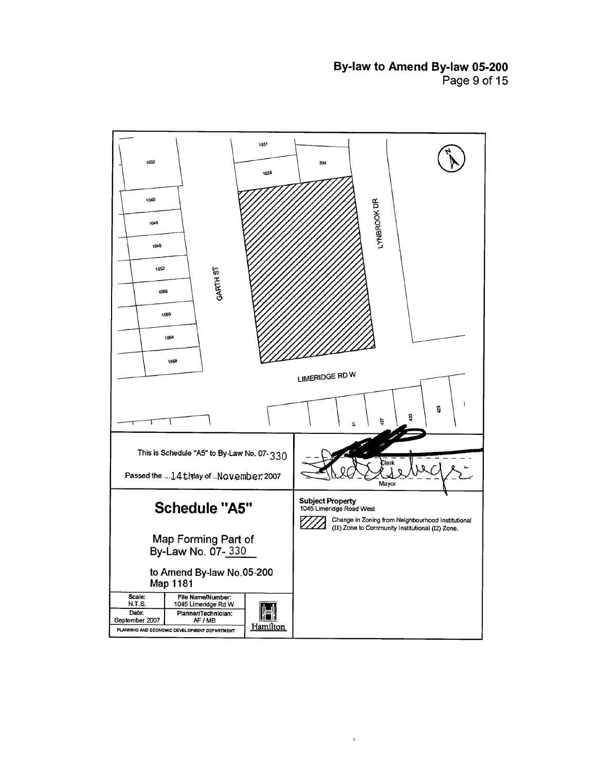1032

1031

204

1035

1040

1044

1048

1052

1056

1060

1064

1068

GARTH ST

LYNBROOK DR

LIMERIDGE RD W

41

437

433

429

This is Schedule "A5" to By-Law No. 07-330

Passed the ...14th day of ..November 2007

Clerk

Mayor

# Schedule "A5"

## Map Forming Part of By-Law No. 07-330

## to Amend By-law No.05-200 Map 1181

| Scale: N.T.S. | File Name/Number: 1045 Limeridge Rd W | |
|---|---|---|
| Date: September 2007 | Planner/Technician: AF / MB | Hamilton |
| PLANNING AND ECONOMIC DEVELOPMENT DEPARTMENT | | |

**Subject Property**
1045 Limeridge Road West

Change in Zoning from Neighbourhood Institutional (I1) Zone to Community Institutional (I2) Zone.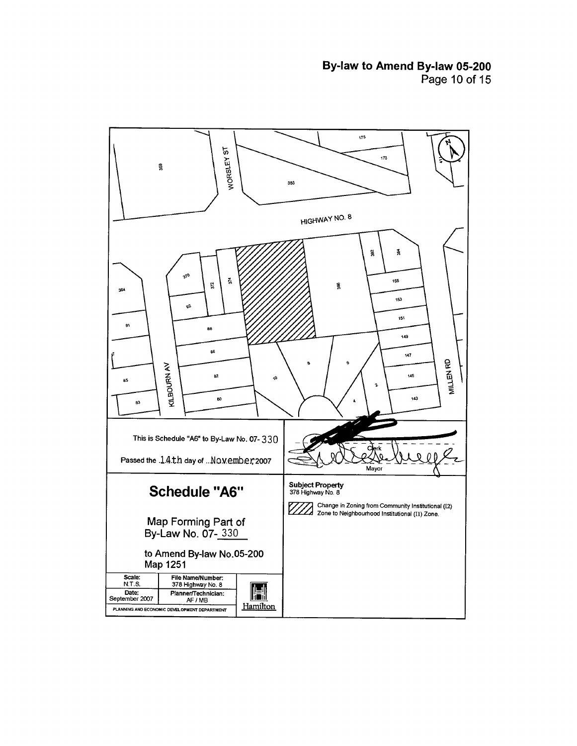HIGHWAY NO. 8

WORSLEY ST

KILBOURN AV

MILLEN RD

This is Schedule "A6" to By-Law No. 07- 330

Passed the 14th day of November 2007

Clerk

Mayor

# Schedule "A6"

Map Forming Part of
By-Law No. 07- 330

to Amend By-law No.05-200
Map 1251

| Scale: N.T.S. | File Name/Number: 378 Highway No. 8 | |
|---|---|---|
| Date: September 2007 | Planner/Technician: AF / MB | Hamilton |

PLANNING AND ECONOMIC DEVELOPMENT DEPARTMENT

**Subject Property**
378 Highway No. 8

Change in Zoning from Community Institutional (I2) Zone to Neighbourhood Institutional (I1) Zone.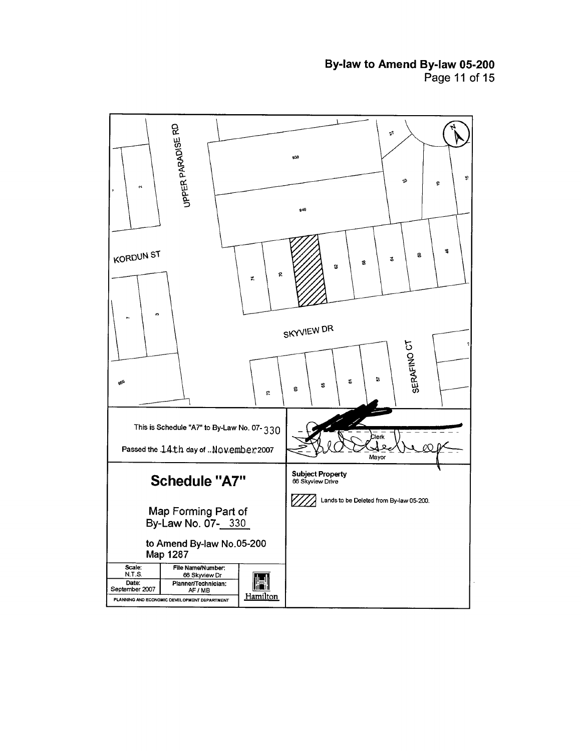# By-law to Amend By-law 05-200

UPPER PARADISE RD

KORDUN ST

SKYVIEW DR

SERAFINO CT

This is Schedule "A7" to By-Law No. 07- 330

Passed the 14th day of November 2007

Clerk

Mayor

## Schedule "A7"

Map Forming Part of By-Law No. 07- 330

to Amend By-law No.05-200 Map 1287

| Scale: N.T.S. | File Name/Number: 66 Skyview Dr |
|---|---|
| Date: September 2007 | Planner/Technician: AF / MB |

PLANNING AND ECONOMIC DEVELOPMENT DEPARTMENT

Hamilton

**Subject Property**
66 Skyview Drive

Lands to be Deleted from By-law 05-200.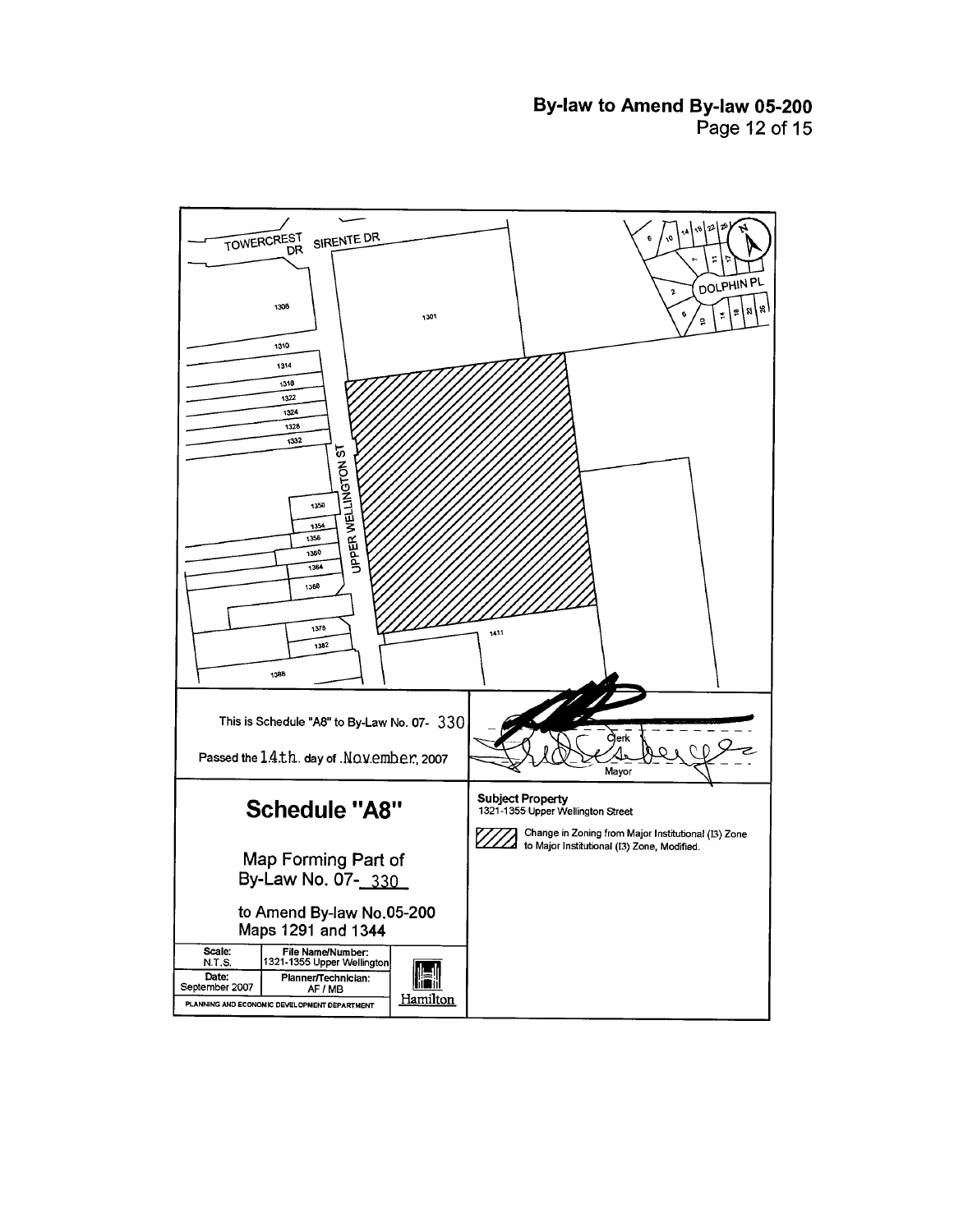# By-law to Amend By-law 05-200

TOWERCREST DR

SIRENTE DR

DOLPHIN PL

UPPER WELLINGTON ST

1306

1301

1310

1314

1318

1322

1324

1328

1332

1350

1354

1356

1360

1364

1368

1378

1382

1388

1411

This is Schedule "A8" to By-Law No. 07- 330

Passed the 14th. day of .November, 2007

Clerk

Mayor

## Schedule "A8"

Map Forming Part of
By-Law No. 07-_330_

to Amend By-law No.05-200
Maps 1291 and 1344

| Scale: N.T.S. | File Name/Number: 1321-1355 Upper Wellington |
| --- | --- |
| Date: September 2007 | Planner/Technician: AF / MB |

PLANNING AND ECONOMIC DEVELOPMENT DEPARTMENT

Hamilton

**Subject Property**
1321-1355 Upper Wellington Street

Change in Zoning from Major Institutional (I3) Zone to Major Institutional (I3) Zone, Modified.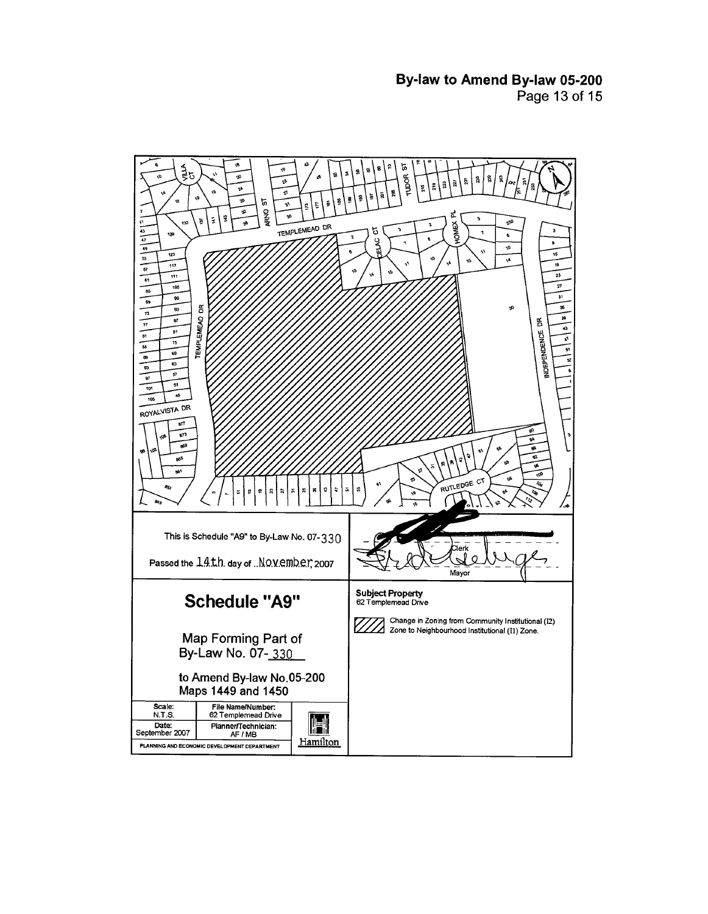This is Schedule "A9" to By-Law No. 07-330

Passed the 14th day of November 2007

Clerk

Mayor

# Schedule "A9"

Map Forming Part of
By-Law No. 07-330

to Amend By-law No.05-200
Maps 1449 and 1450

| Scale: N.T.S. | File Name/Number: 62 Templemead Drive |
|---|---|
| Date: September 2007 | Planner/Technician: AF / MB |

PLANNING AND ECONOMIC DEVELOPMENT DEPARTMENT

Hamilton

**Subject Property**
62 Templemead Drive

Change in Zoning from Community Institutional (I2) Zone to Neighbourhood Institutional (I1) Zone.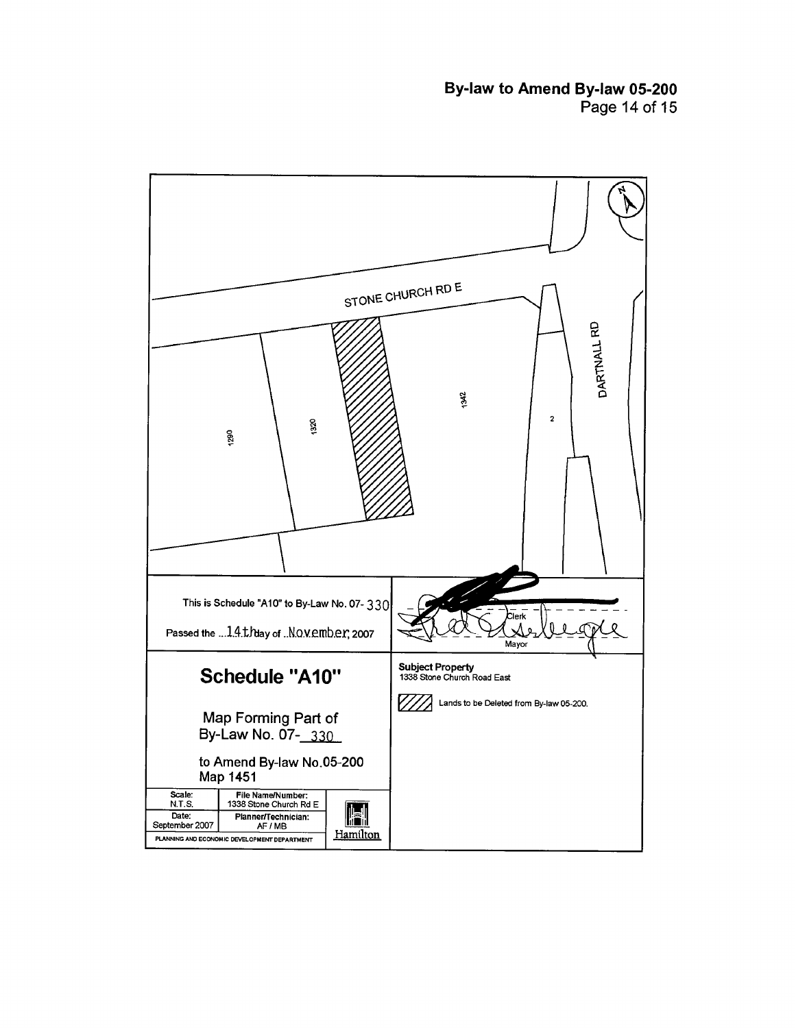STONE CHURCH RD E

DARTNALL RD

1290

1320

1342

2

This is Schedule "A10" to By-Law No. 07- 330

Passed the ...14th day of ..November, 2007

Clerk

Mayor

## Schedule "A10"

Map Forming Part of
By-Law No. 07- 330

to Amend By-law No.05-200
Map 1451

| Scale: N.T.S. | File Name/Number: 1338 Stone Church Rd E |
| --- | --- |
| Date: September 2007 | Planner/Technician: AF / MB |

PLANNING AND ECONOMIC DEVELOPMENT DEPARTMENT

Hamilton

**Subject Property**
1338 Stone Church Road East

Lands to be Deleted from By-law 05-200.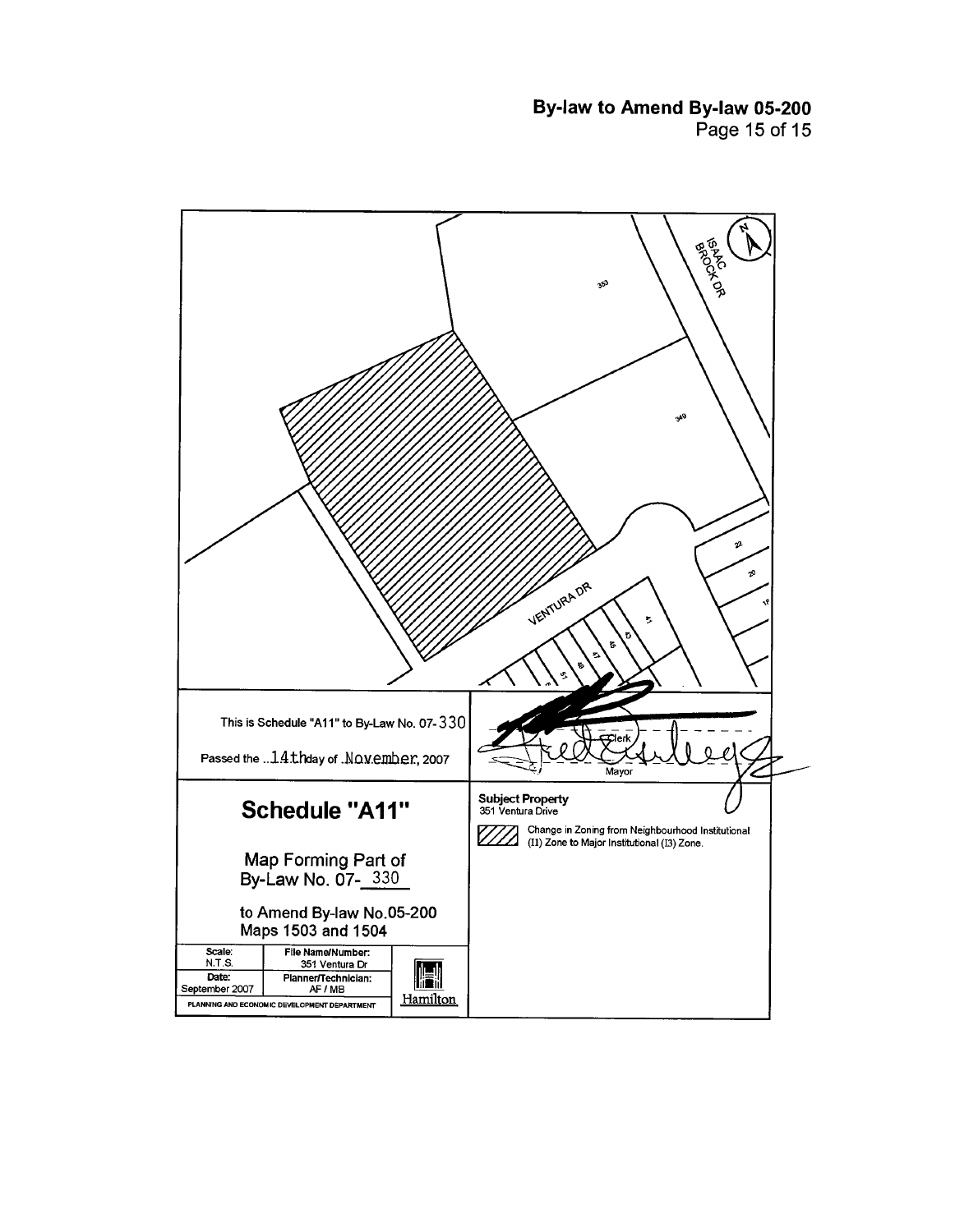ISAAC BROCK DR

353

349

VENTURA DR

22

20

18

41

43

45

47

49

51

This is Schedule "A11" to By-Law No. 07-330

Passed the ..14th day of .November, 2007

Clerk

Mayor

## Schedule "A11"

Map Forming Part of
By-Law No. 07-330

to Amend By-law No.05-200
Maps 1503 and 1504

| | | |
|---|---|---|
| Scale: N.T.S. | File Name/Number: 351 Ventura Dr | Hamilton |
| Date: September 2007 | Planner/Technician: AF / MB | |
| PLANNING AND ECONOMIC DEVELOPMENT DEPARTMENT | | |

**Subject Property**
351 Ventura Drive

Change in Zoning from Neighbourhood Institutional (I1) Zone to Major Institutional (I3) Zone.